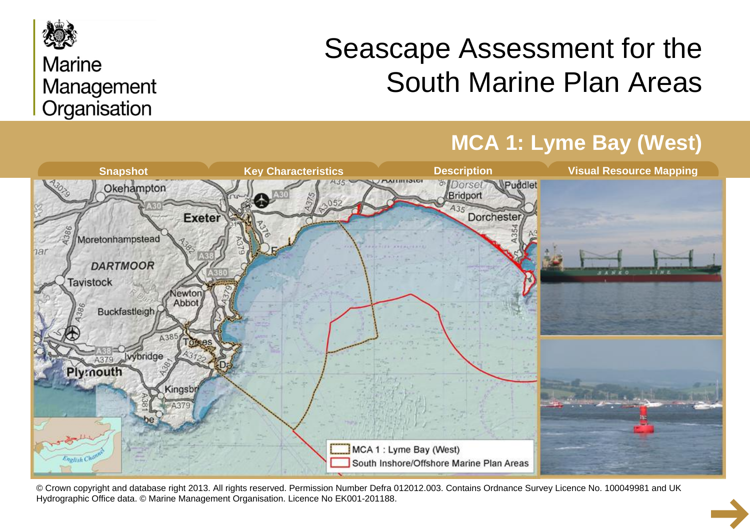Marine Management Organisation

# Seascape Assessment for the South Marine Plan Areas

## MCA 1: Lyme Bay (West)

Snapshot | Key Characteristics | Description | Visual Resource Mapping

MCA 1 : Lyme Bay (West)

South Inshore/Offshore Marine Plan Areas

© Crown copyright and database right 2013. All rights reserved. Permission Number Defra 012012.003. Contains Ordnance Survey Licence No. 100049981 and UK Hydrographic Office data. © Marine Management Organisation. Licence No EK001-201188.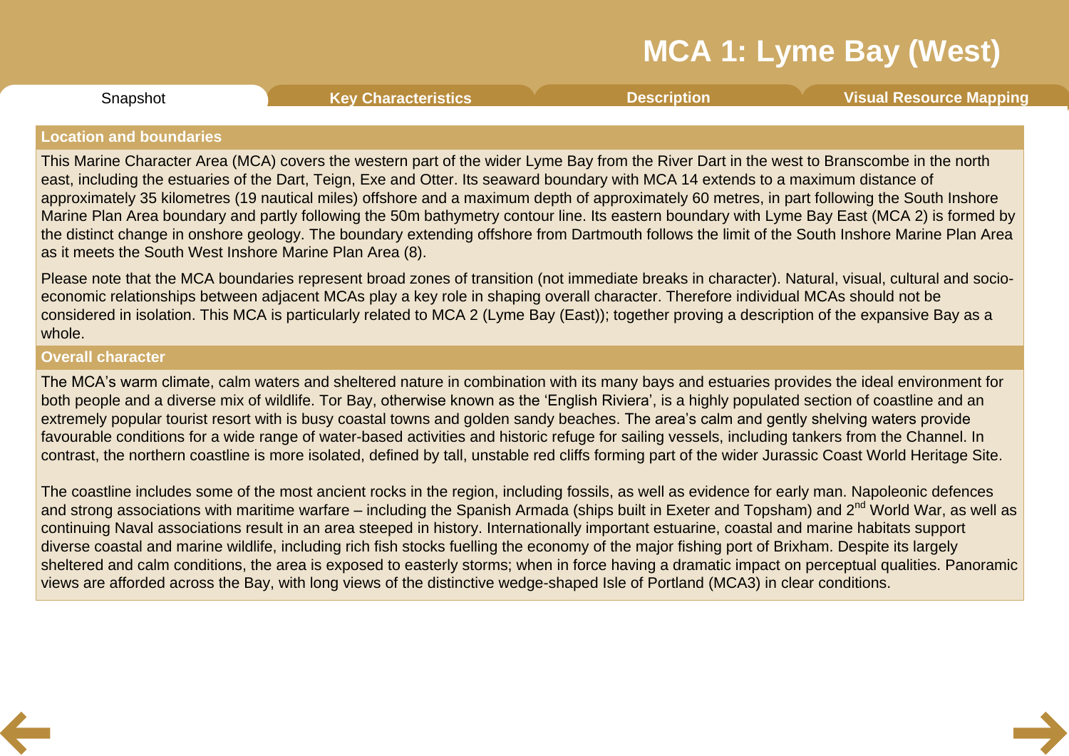# MCA 1: Lyme Bay (West)

Snapshot | Key Characteristics | Description | Visual Resource Mapping

## Location and boundaries

This Marine Character Area (MCA) covers the western part of the wider Lyme Bay from the River Dart in the west to Branscombe in the north east, including the estuaries of the Dart, Teign, Exe and Otter. Its seaward boundary with MCA 14 extends to a maximum distance of approximately 35 kilometres (19 nautical miles) offshore and a maximum depth of approximately 60 metres, in part following the South Inshore Marine Plan Area boundary and partly following the 50m bathymetry contour line. Its eastern boundary with Lyme Bay East (MCA 2) is formed by the distinct change in onshore geology. The boundary extending offshore from Dartmouth follows the limit of the South Inshore Marine Plan Area as it meets the South West Inshore Marine Plan Area (8).

Please note that the MCA boundaries represent broad zones of transition (not immediate breaks in character). Natural, visual, cultural and socio-economic relationships between adjacent MCAs play a key role in shaping overall character. Therefore individual MCAs should not be considered in isolation. This MCA is particularly related to MCA 2 (Lyme Bay (East)); together proving a description of the expansive Bay as a whole.

## Overall character

The MCA's warm climate, calm waters and sheltered nature in combination with its many bays and estuaries provides the ideal environment for both people and a diverse mix of wildlife. Tor Bay, otherwise known as the 'English Riviera', is a highly populated section of coastline and an extremely popular tourist resort with is busy coastal towns and golden sandy beaches. The area's calm and gently shelving waters provide favourable conditions for a wide range of water-based activities and historic refuge for sailing vessels, including tankers from the Channel. In contrast, the northern coastline is more isolated, defined by tall, unstable red cliffs forming part of the wider Jurassic Coast World Heritage Site.

The coastline includes some of the most ancient rocks in the region, including fossils, as well as evidence for early man. Napoleonic defences and strong associations with maritime warfare – including the Spanish Armada (ships built in Exeter and Topsham) and 2nd World War, as well as continuing Naval associations result in an area steeped in history. Internationally important estuarine, coastal and marine habitats support diverse coastal and marine wildlife, including rich fish stocks fuelling the economy of the major fishing port of Brixham. Despite its largely sheltered and calm conditions, the area is exposed to easterly storms; when in force having a dramatic impact on perceptual qualities. Panoramic views are afforded across the Bay, with long views of the distinctive wedge-shaped Isle of Portland (MCA3) in clear conditions.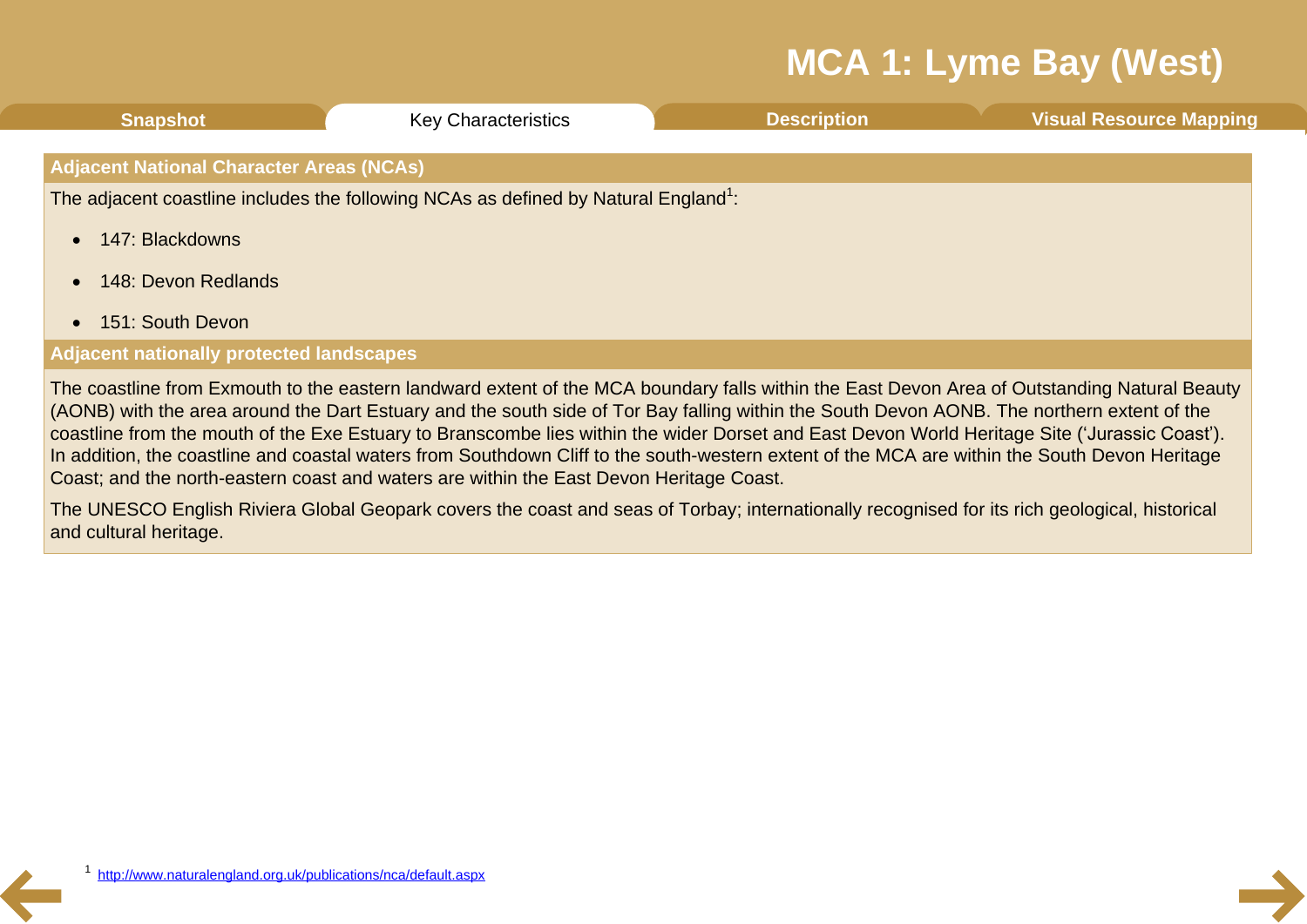# MCA 1: Lyme Bay (West)

Snapshot | Key Characteristics | Description | Visual Resource Mapping

## Adjacent National Character Areas (NCAs)

The adjacent coastline includes the following NCAs as defined by Natural England[1]:

- 147: Blackdowns
- 148: Devon Redlands
- 151: South Devon

## Adjacent nationally protected landscapes

The coastline from Exmouth to the eastern landward extent of the MCA boundary falls within the East Devon Area of Outstanding Natural Beauty (AONB) with the area around the Dart Estuary and the south side of Tor Bay falling within the South Devon AONB. The northern extent of the coastline from the mouth of the Exe Estuary to Branscombe lies within the wider Dorset and East Devon World Heritage Site ('Jurassic Coast'). In addition, the coastline and coastal waters from Southdown Cliff to the south-western extent of the MCA are within the South Devon Heritage Coast; and the north-eastern coast and waters are within the East Devon Heritage Coast.

The UNESCO English Riviera Global Geopark covers the coast and seas of Torbay; internationally recognised for its rich geological, historical and cultural heritage.

[1] http://www.naturalengland.org.uk/publications/nca/default.aspx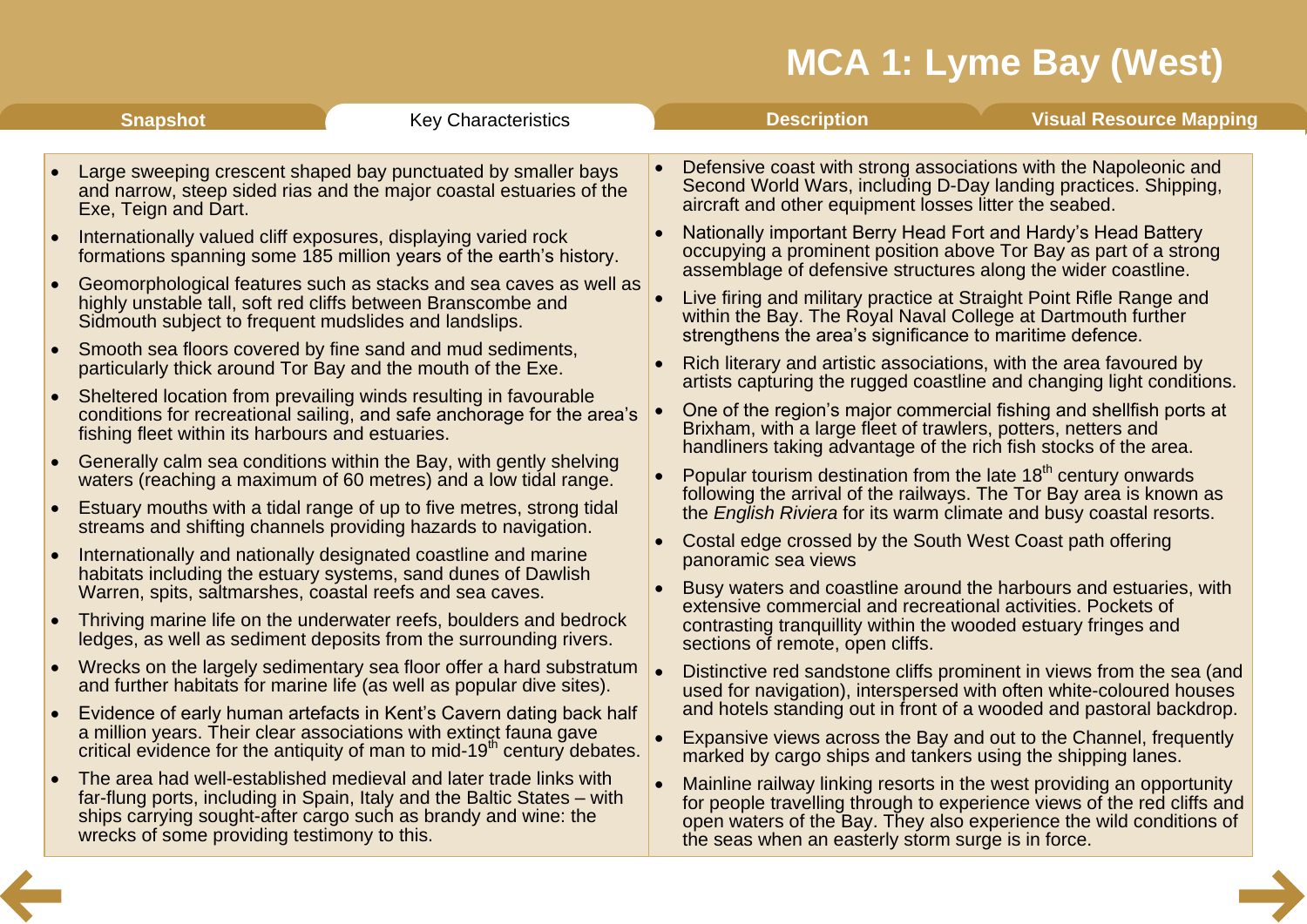# MCA 1: Lyme Bay (West)

Snapshot | Key Characteristics | Description | Visual Resource Mapping

## Key Characteristics

- Large sweeping crescent shaped bay punctuated by smaller bays and narrow, steep sided rias and the major coastal estuaries of the Exe, Teign and Dart.
- Internationally valued cliff exposures, displaying varied rock formations spanning some 185 million years of the earth's history.
- Geomorphological features such as stacks and sea caves as well as highly unstable tall, soft red cliffs between Branscombe and Sidmouth subject to frequent mudslides and landslips.
- Smooth sea floors covered by fine sand and mud sediments, particularly thick around Tor Bay and the mouth of the Exe.
- Sheltered location from prevailing winds resulting in favourable conditions for recreational sailing, and safe anchorage for the area's fishing fleet within its harbours and estuaries.
- Generally calm sea conditions within the Bay, with gently shelving waters (reaching a maximum of 60 metres) and a low tidal range.
- Estuary mouths with a tidal range of up to five metres, strong tidal streams and shifting channels providing hazards to navigation.
- Internationally and nationally designated coastline and marine habitats including the estuary systems, sand dunes of Dawlish Warren, spits, saltmarshes, coastal reefs and sea caves.
- Thriving marine life on the underwater reefs, boulders and bedrock ledges, as well as sediment deposits from the surrounding rivers.
- Wrecks on the largely sedimentary sea floor offer a hard substratum and further habitats for marine life (as well as popular dive sites).
- Evidence of early human artefacts in Kent's Cavern dating back half a million years. Their clear associations with extinct fauna gave critical evidence for the antiquity of man to mid-19th century debates.
- The area had well-established medieval and later trade links with far-flung ports, including in Spain, Italy and the Baltic States – with ships carrying sought-after cargo such as brandy and wine: the wrecks of some providing testimony to this.
- Defensive coast with strong associations with the Napoleonic and Second World Wars, including D-Day landing practices. Shipping, aircraft and other equipment losses litter the seabed.
- Nationally important Berry Head Fort and Hardy's Head Battery occupying a prominent position above Tor Bay as part of a strong assemblage of defensive structures along the wider coastline.
- Live firing and military practice at Straight Point Rifle Range and within the Bay. The Royal Naval College at Dartmouth further strengthens the area's significance to maritime defence.
- Rich literary and artistic associations, with the area favoured by artists capturing the rugged coastline and changing light conditions.
- One of the region's major commercial fishing and shellfish ports at Brixham, with a large fleet of trawlers, potters, netters and handliners taking advantage of the rich fish stocks of the area.
- Popular tourism destination from the late 18th century onwards following the arrival of the railways. The Tor Bay area is known as the *English Riviera* for its warm climate and busy coastal resorts.
- Costal edge crossed by the South West Coast path offering panoramic sea views
- Busy waters and coastline around the harbours and estuaries, with extensive commercial and recreational activities. Pockets of contrasting tranquillity within the wooded estuary fringes and sections of remote, open cliffs.
- Distinctive red sandstone cliffs prominent in views from the sea (and used for navigation), interspersed with often white-coloured houses and hotels standing out in front of a wooded and pastoral backdrop.
- Expansive views across the Bay and out to the Channel, frequently marked by cargo ships and tankers using the shipping lanes.
- Mainline railway linking resorts in the west providing an opportunity for people travelling through to experience views of the red cliffs and open waters of the Bay. They also experience the wild conditions of the seas when an easterly storm surge is in force.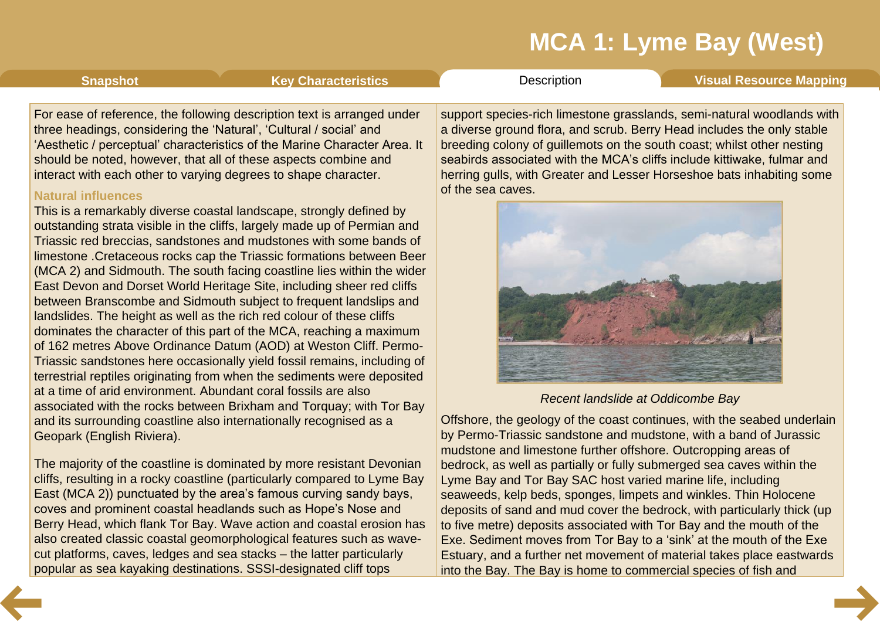# MCA 1: Lyme Bay (West)

Snapshot | Key Characteristics | Description | Visual Resource Mapping

For ease of reference, the following description text is arranged under three headings, considering the 'Natural', 'Cultural / social' and 'Aesthetic / perceptual' characteristics of the Marine Character Area. It should be noted, however, that all of these aspects combine and interact with each other to varying degrees to shape character.

## Natural influences

This is a remarkably diverse coastal landscape, strongly defined by outstanding strata visible in the cliffs, largely made up of Permian and Triassic red breccias, sandstones and mudstones with some bands of limestone .Cretaceous rocks cap the Triassic formations between Beer (MCA 2) and Sidmouth. The south facing coastline lies within the wider East Devon and Dorset World Heritage Site, including sheer red cliffs between Branscombe and Sidmouth subject to frequent landslips and landslides. The height as well as the rich red colour of these cliffs dominates the character of this part of the MCA, reaching a maximum of 162 metres Above Ordinance Datum (AOD) at Weston Cliff. Permo-Triassic sandstones here occasionally yield fossil remains, including of terrestrial reptiles originating from when the sediments were deposited at a time of arid environment. Abundant coral fossils are also associated with the rocks between Brixham and Torquay; with Tor Bay and its surrounding coastline also internationally recognised as a Geopark (English Riviera).

The majority of the coastline is dominated by more resistant Devonian cliffs, resulting in a rocky coastline (particularly compared to Lyme Bay East (MCA 2)) punctuated by the area's famous curving sandy bays, coves and prominent coastal headlands such as Hope's Nose and Berry Head, which flank Tor Bay. Wave action and coastal erosion has also created classic coastal geomorphological features such as wave-cut platforms, caves, ledges and sea stacks – the latter particularly popular as sea kayaking destinations. SSSI-designated cliff tops support species-rich limestone grasslands, semi-natural woodlands with a diverse ground flora, and scrub. Berry Head includes the only stable breeding colony of guillemots on the south coast; whilst other nesting seabirds associated with the MCA's cliffs include kittiwake, fulmar and herring gulls, with Greater and Lesser Horseshoe bats inhabiting some of the sea caves.

*Recent landslide at Oddicombe Bay*

Offshore, the geology of the coast continues, with the seabed underlain by Permo-Triassic sandstone and mudstone, with a band of Jurassic mudstone and limestone further offshore. Outcropping areas of bedrock, as well as partially or fully submerged sea caves within the Lyme Bay and Tor Bay SAC host varied marine life, including seaweeds, kelp beds, sponges, limpets and winkles. Thin Holocene deposits of sand and mud cover the bedrock, with particularly thick (up to five metre) deposits associated with Tor Bay and the mouth of the Exe. Sediment moves from Tor Bay to a 'sink' at the mouth of the Exe Estuary, and a further net movement of material takes place eastwards into the Bay. The Bay is home to commercial species of fish and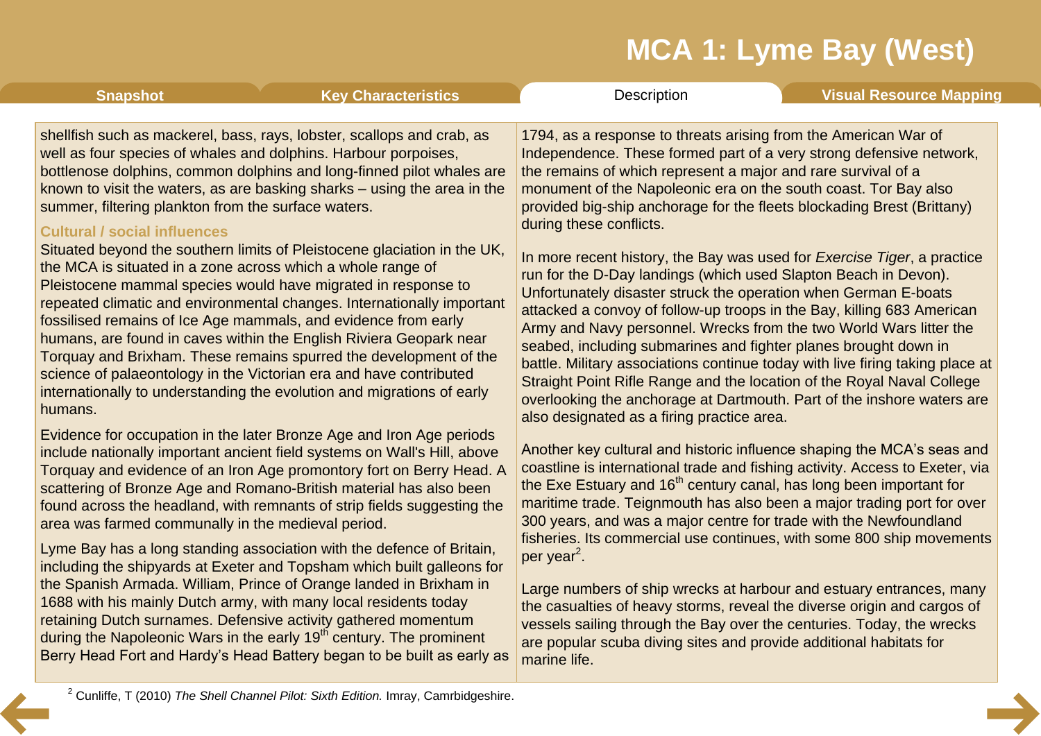shellfish such as mackerel, bass, rays, lobster, scallops and crab, as well as four species of whales and dolphins. Harbour porpoises, bottlenose dolphins, common dolphins and long-finned pilot whales are known to visit the waters, as are basking sharks – using the area in the summer, filtering plankton from the surface waters.

### Cultural / social influences

Situated beyond the southern limits of Pleistocene glaciation in the UK, the MCA is situated in a zone across which a whole range of Pleistocene mammal species would have migrated in response to repeated climatic and environmental changes. Internationally important fossilised remains of Ice Age mammals, and evidence from early humans, are found in caves within the English Riviera Geopark near Torquay and Brixham. These remains spurred the development of the science of palaeontology in the Victorian era and have contributed internationally to understanding the evolution and migrations of early humans.

Evidence for occupation in the later Bronze Age and Iron Age periods include nationally important ancient field systems on Wall's Hill, above Torquay and evidence of an Iron Age promontory fort on Berry Head. A scattering of Bronze Age and Romano-British material has also been found across the headland, with remnants of strip fields suggesting the area was farmed communally in the medieval period.

Lyme Bay has a long standing association with the defence of Britain, including the shipyards at Exeter and Topsham which built galleons for the Spanish Armada. William, Prince of Orange landed in Brixham in 1688 with his mainly Dutch army, with many local residents today retaining Dutch surnames. Defensive activity gathered momentum during the Napoleonic Wars in the early 19th century. The prominent Berry Head Fort and Hardy's Head Battery began to be built as early as 1794, as a response to threats arising from the American War of Independence. These formed part of a very strong defensive network, the remains of which represent a major and rare survival of a monument of the Napoleonic era on the south coast. Tor Bay also provided big-ship anchorage for the fleets blockading Brest (Brittany) during these conflicts.

In more recent history, the Bay was used for *Exercise Tiger*, a practice run for the D-Day landings (which used Slapton Beach in Devon). Unfortunately disaster struck the operation when German E-boats attacked a convoy of follow-up troops in the Bay, killing 683 American Army and Navy personnel. Wrecks from the two World Wars litter the seabed, including submarines and fighter planes brought down in battle. Military associations continue today with live firing taking place at Straight Point Rifle Range and the location of the Royal Naval College overlooking the anchorage at Dartmouth. Part of the inshore waters are also designated as a firing practice area.

Another key cultural and historic influence shaping the MCA's seas and coastline is international trade and fishing activity. Access to Exeter, via the Exe Estuary and 16th century canal, has long been important for maritime trade. Teignmouth has also been a major trading port for over 300 years, and was a major centre for trade with the Newfoundland fisheries. Its commercial use continues, with some 800 ship movements per year[2].

Large numbers of ship wrecks at harbour and estuary entrances, many the casualties of heavy storms, reveal the diverse origin and cargos of vessels sailing through the Bay over the centuries. Today, the wrecks are popular scuba diving sites and provide additional habitats for marine life.

[2] Cunliffe, T (2010) *The Shell Channel Pilot: Sixth Edition.* Imray, Camrbidgeshire.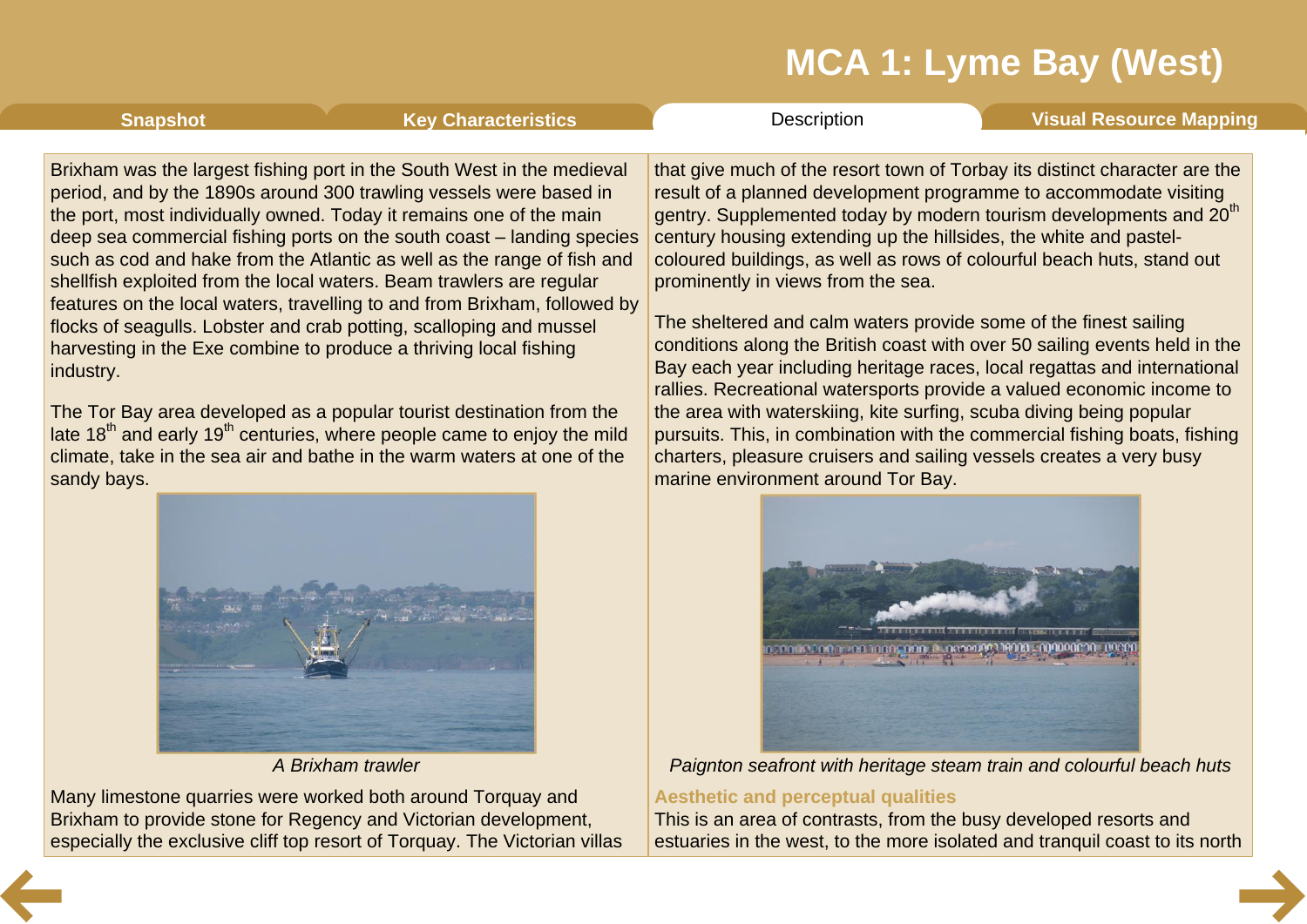Brixham was the largest fishing port in the South West in the medieval period, and by the 1890s around 300 trawling vessels were based in the port, most individually owned. Today it remains one of the main deep sea commercial fishing ports on the south coast – landing species such as cod and hake from the Atlantic as well as the range of fish and shellfish exploited from the local waters. Beam trawlers are regular features on the local waters, travelling to and from Brixham, followed by flocks of seagulls. Lobster and crab potting, scalloping and mussel harvesting in the Exe combine to produce a thriving local fishing industry.

The Tor Bay area developed as a popular tourist destination from the late 18th and early 19th centuries, where people came to enjoy the mild climate, take in the sea air and bathe in the warm waters at one of the sandy bays.

*A Brixham trawler*

Many limestone quarries were worked both around Torquay and Brixham to provide stone for Regency and Victorian development, especially the exclusive cliff top resort of Torquay. The Victorian villas that give much of the resort town of Torbay its distinct character are the result of a planned development programme to accommodate visiting gentry. Supplemented today by modern tourism developments and 20th century housing extending up the hillsides, the white and pastel-coloured buildings, as well as rows of colourful beach huts, stand out prominently in views from the sea.

The sheltered and calm waters provide some of the finest sailing conditions along the British coast with over 50 sailing events held in the Bay each year including heritage races, local regattas and international rallies. Recreational watersports provide a valued economic income to the area with waterskiing, kite surfing, scuba diving being popular pursuits. This, in combination with the commercial fishing boats, fishing charters, pleasure cruisers and sailing vessels creates a very busy marine environment around Tor Bay.

*Paignton seafront with heritage steam train and colourful beach huts*

### Aesthetic and perceptual qualities

This is an area of contrasts, from the busy developed resorts and estuaries in the west, to the more isolated and tranquil coast to its north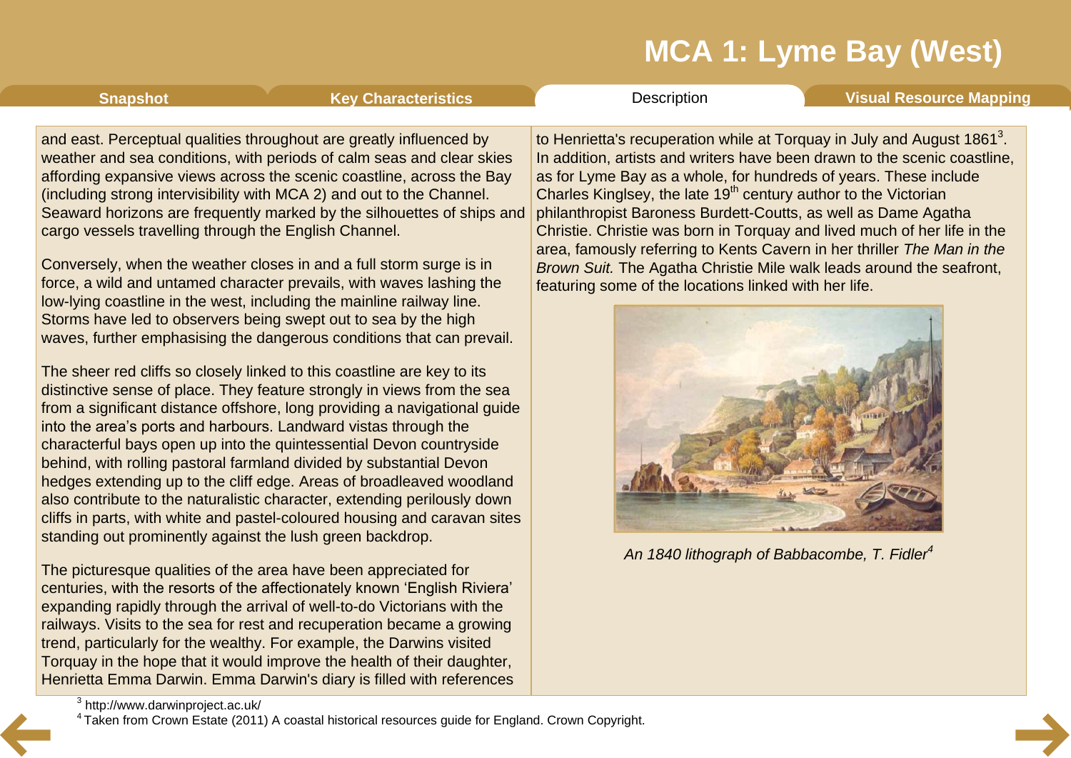and east. Perceptual qualities throughout are greatly influenced by weather and sea conditions, with periods of calm seas and clear skies affording expansive views across the scenic coastline, across the Bay (including strong intervisibility with MCA 2) and out to the Channel. Seaward horizons are frequently marked by the silhouettes of ships and cargo vessels travelling through the English Channel.

Conversely, when the weather closes in and a full storm surge is in force, a wild and untamed character prevails, with waves lashing the low-lying coastline in the west, including the mainline railway line. Storms have led to observers being swept out to sea by the high waves, further emphasising the dangerous conditions that can prevail.

The sheer red cliffs so closely linked to this coastline are key to its distinctive sense of place. They feature strongly in views from the sea from a significant distance offshore, long providing a navigational guide into the area's ports and harbours. Landward vistas through the characterful bays open up into the quintessential Devon countryside behind, with rolling pastoral farmland divided by substantial Devon hedges extending up to the cliff edge. Areas of broadleaved woodland also contribute to the naturalistic character, extending perilously down cliffs in parts, with white and pastel-coloured housing and caravan sites standing out prominently against the lush green backdrop.

The picturesque qualities of the area have been appreciated for centuries, with the resorts of the affectionately known 'English Riviera' expanding rapidly through the arrival of well-to-do Victorians with the railways. Visits to the sea for rest and recuperation became a growing trend, particularly for the wealthy. For example, the Darwins visited Torquay in the hope that it would improve the health of their daughter, Henrietta Emma Darwin. Emma Darwin's diary is filled with references to Henrietta's recuperation while at Torquay in July and August 1861[3]. In addition, artists and writers have been drawn to the scenic coastline, as for Lyme Bay as a whole, for hundreds of years. These include Charles Kinglsey, the late 19th century author to the Victorian philanthropist Baroness Burdett-Coutts, as well as Dame Agatha Christie. Christie was born in Torquay and lived much of her life in the area, famously referring to Kents Cavern in her thriller *The Man in the Brown Suit.* The Agatha Christie Mile walk leads around the seafront, featuring some of the locations linked with her life.

*An 1840 lithograph of Babbacombe, T. Fidler[4]*

[3] http://www.darwinproject.ac.uk/

[4] Taken from Crown Estate (2011) A coastal historical resources guide for England. Crown Copyright.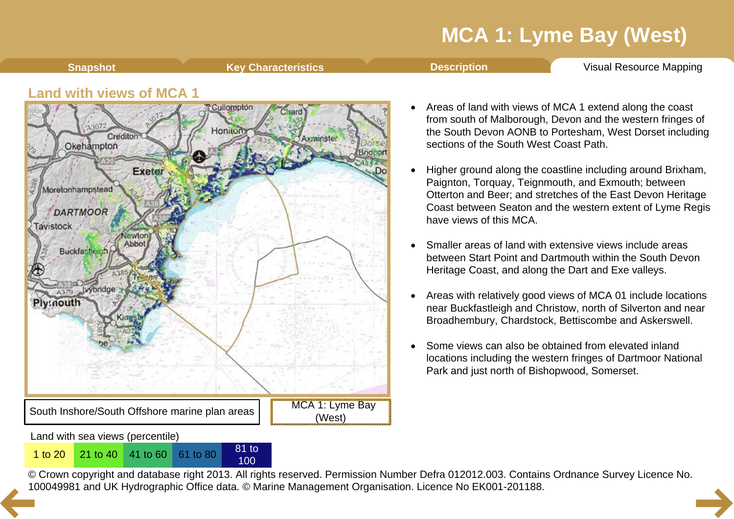# MCA 1: Lyme Bay (West)

Snapshot | Key Characteristics | Description | Visual Resource Mapping

## Land with views of MCA 1

South Inshore/South Offshore marine plan areas

MCA 1: Lyme Bay (West)

Land with sea views (percentile)

| 1 to 20 | 21 to 40 | 41 to 60 | 61 to 80 | 81 to 100 |
|---|---|---|---|---|

© Crown copyright and database right 2013. All rights reserved. Permission Number Defra 012012.003. Contains Ordnance Survey Licence No. 100049981 and UK Hydrographic Office data. © Marine Management Organisation. Licence No EK001-201188.

- Areas of land with views of MCA 1 extend along the coast from south of Malborough, Devon and the western fringes of the South Devon AONB to Portesham, West Dorset including sections of the South West Coast Path.
- Higher ground along the coastline including around Brixham, Paignton, Torquay, Teignmouth, and Exmouth; between Otterton and Beer; and stretches of the East Devon Heritage Coast between Seaton and the western extent of Lyme Regis have views of this MCA.
- Smaller areas of land with extensive views include areas between Start Point and Dartmouth within the South Devon Heritage Coast, and along the Dart and Exe valleys.
- Areas with relatively good views of MCA 01 include locations near Buckfastleigh and Christow, north of Silverton and near Broadhembury, Chardstock, Bettiscombe and Askerswell.
- Some views can also be obtained from elevated inland locations including the western fringes of Dartmoor National Park and just north of Bishopwood, Somerset.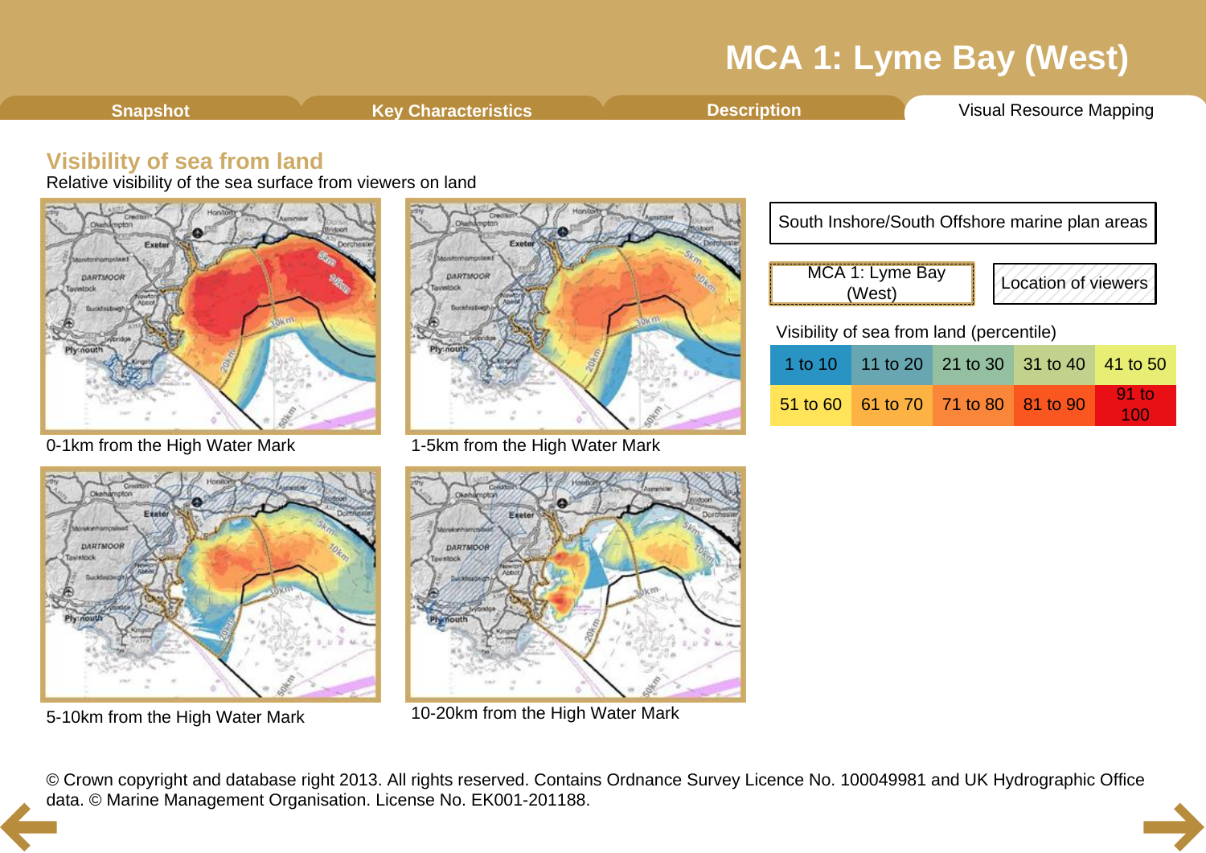# MCA 1: Lyme Bay (West)

Snapshot | Key Characteristics | Description | Visual Resource Mapping

## Visibility of sea from land

Relative visibility of the sea surface from viewers on land

0-1km from the High Water Mark

1-5km from the High Water Mark

5-10km from the High Water Mark

10-20km from the High Water Mark

South Inshore/South Offshore marine plan areas

MCA 1: Lyme Bay (West)

Location of viewers

Visibility of sea from land (percentile)

| 1 to 10 | 11 to 20 | 21 to 30 | 31 to 40 | 41 to 50 |
|---|---|---|---|---|
| 51 to 60 | 61 to 70 | 71 to 80 | 81 to 90 | 91 to 100 |

© Crown copyright and database right 2013. All rights reserved. Contains Ordnance Survey Licence No. 100049981 and UK Hydrographic Office data. © Marine Management Organisation. License No. EK001-201188.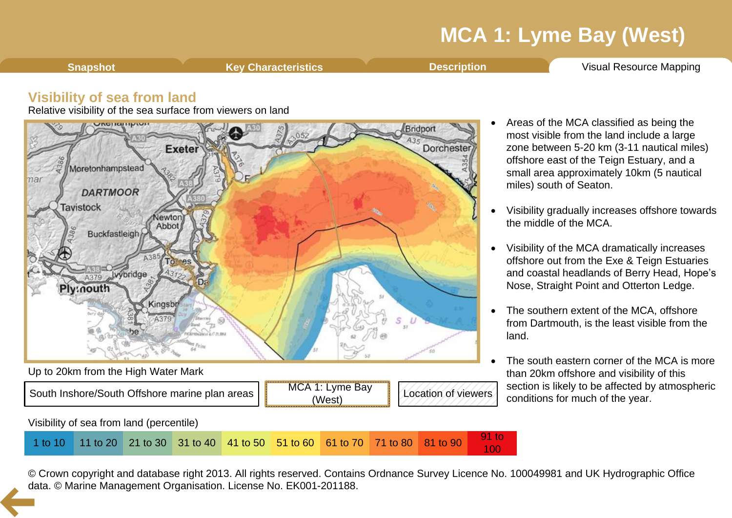# MCA 1: Lyme Bay (West)

Snapshot | Key Characteristics | Description | Visual Resource Mapping

## Visibility of sea from land

Relative visibility of the sea surface from viewers on land

Up to 20km from the High Water Mark

South Inshore/South Offshore marine plan areas

MCA 1: Lyme Bay (West)

Location of viewers

Visibility of sea from land (percentile)

1 to 10
11 to 20
21 to 30
31 to 40
41 to 50
51 to 60
61 to 70
71 to 80
81 to 90
91 to 100

- Areas of the MCA classified as being the most visible from the land include a large zone between 5-20 km (3-11 nautical miles) offshore east of the Teign Estuary, and a small area approximately 10km (5 nautical miles) south of Seaton.
- Visibility gradually increases offshore towards the middle of the MCA.
- Visibility of the MCA dramatically increases offshore out from the Exe & Teign Estuaries and coastal headlands of Berry Head, Hope's Nose, Straight Point and Otterton Ledge.
- The southern extent of the MCA, offshore from Dartmouth, is the least visible from the land.
- The south eastern corner of the MCA is more than 20km offshore and visibility of this section is likely to be affected by atmospheric conditions for much of the year.

© Crown copyright and database right 2013. All rights reserved. Contains Ordnance Survey Licence No. 100049981 and UK Hydrographic Office data. © Marine Management Organisation. License No. EK001-201188.